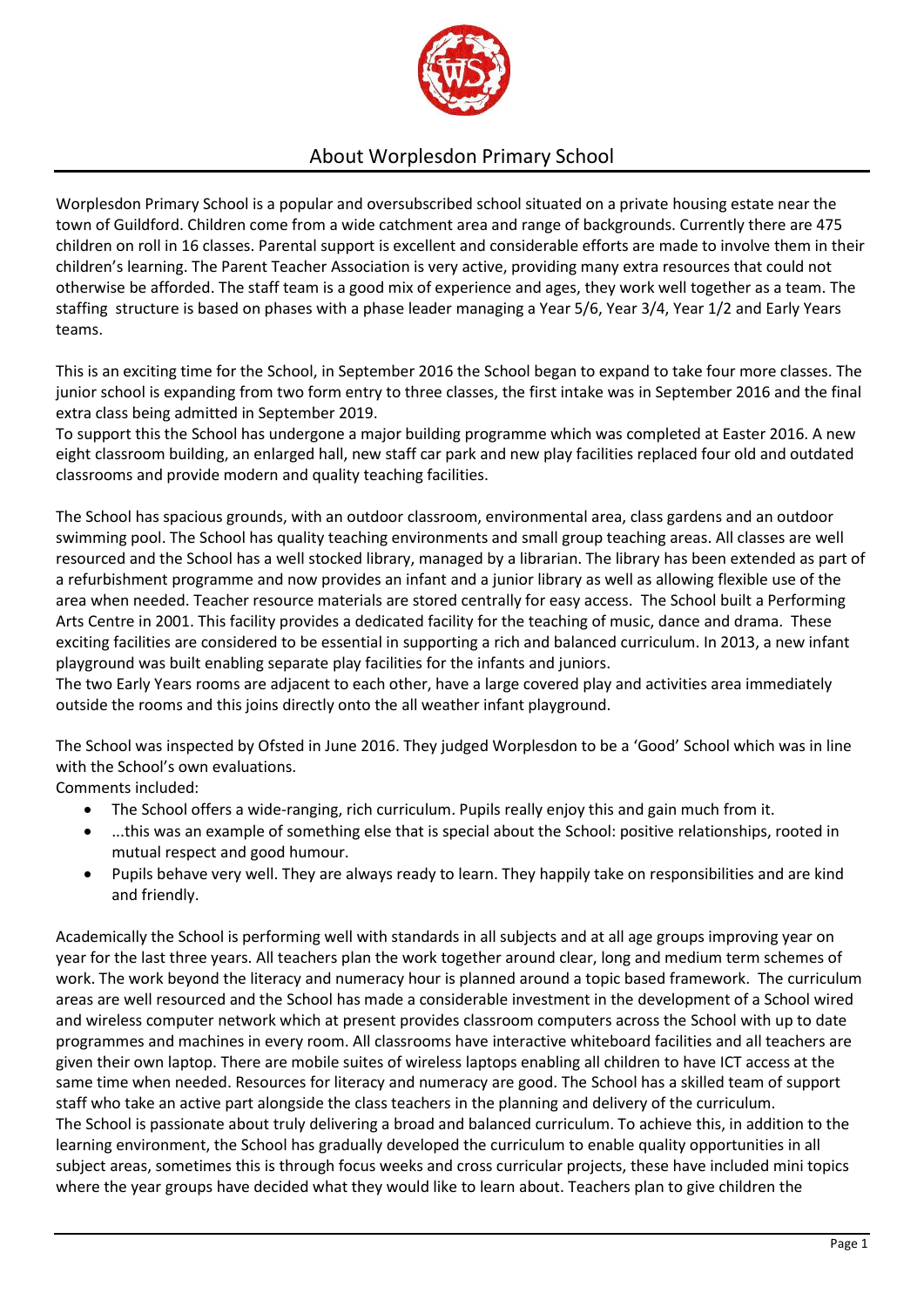# About Worplesdon Primary School

Worplesdon Primary School is a popular and oversubscribed school situated on a private housing estate near the town of Guildford. Children come from a wide catchment area and range of backgrounds. Currently there are 475 children on roll in 16 classes. Parental support is excellent and considerable efforts are made to involve them in their children's learning. The Parent Teacher Association is very active, providing many extra resources that could not otherwise be afforded. The staff team is a good mix of experience and ages, they work well together as a team. The staffing structure is based on phases with a phase leader managing a Year 5/6, Year 3/4, Year 1/2 and Early Years teams.

This is an exciting time for the School, in September 2016 the School began to expand to take four more classes. The junior school is expanding from two form entry to three classes, the first intake was in September 2016 and the final extra class being admitted in September 2019.
To support this the School has undergone a major building programme which was completed at Easter 2016. A new eight classroom building, an enlarged hall, new staff car park and new play facilities replaced four old and outdated classrooms and provide modern and quality teaching facilities.

The School has spacious grounds, with an outdoor classroom, environmental area, class gardens and an outdoor swimming pool. The School has quality teaching environments and small group teaching areas. All classes are well resourced and the School has a well stocked library, managed by a librarian. The library has been extended as part of a refurbishment programme and now provides an infant and a junior library as well as allowing flexible use of the area when needed. Teacher resource materials are stored centrally for easy access. The School built a Performing Arts Centre in 2001. This facility provides a dedicated facility for the teaching of music, dance and drama. These exciting facilities are considered to be essential in supporting a rich and balanced curriculum. In 2013, a new infant playground was built enabling separate play facilities for the infants and juniors.
The two Early Years rooms are adjacent to each other, have a large covered play and activities area immediately outside the rooms and this joins directly onto the all weather infant playground.

The School was inspected by Ofsted in June 2016. They judged Worplesdon to be a 'Good' School which was in line with the School's own evaluations.
Comments included:

- The School offers a wide-ranging, rich curriculum. Pupils really enjoy this and gain much from it.
- ...this was an example of something else that is special about the School: positive relationships, rooted in mutual respect and good humour.
- Pupils behave very well. They are always ready to learn. They happily take on responsibilities and are kind and friendly.

Academically the School is performing well with standards in all subjects and at all age groups improving year on year for the last three years. All teachers plan the work together around clear, long and medium term schemes of work. The work beyond the literacy and numeracy hour is planned around a topic based framework. The curriculum areas are well resourced and the School has made a considerable investment in the development of a School wired and wireless computer network which at present provides classroom computers across the School with up to date programmes and machines in every room. All classrooms have interactive whiteboard facilities and all teachers are given their own laptop. There are mobile suites of wireless laptops enabling all children to have ICT access at the same time when needed. Resources for literacy and numeracy are good. The School has a skilled team of support staff who take an active part alongside the class teachers in the planning and delivery of the curriculum.
The School is passionate about truly delivering a broad and balanced curriculum. To achieve this, in addition to the learning environment, the School has gradually developed the curriculum to enable quality opportunities in all subject areas, sometimes this is through focus weeks and cross curricular projects, these have included mini topics where the year groups have decided what they would like to learn about. Teachers plan to give children the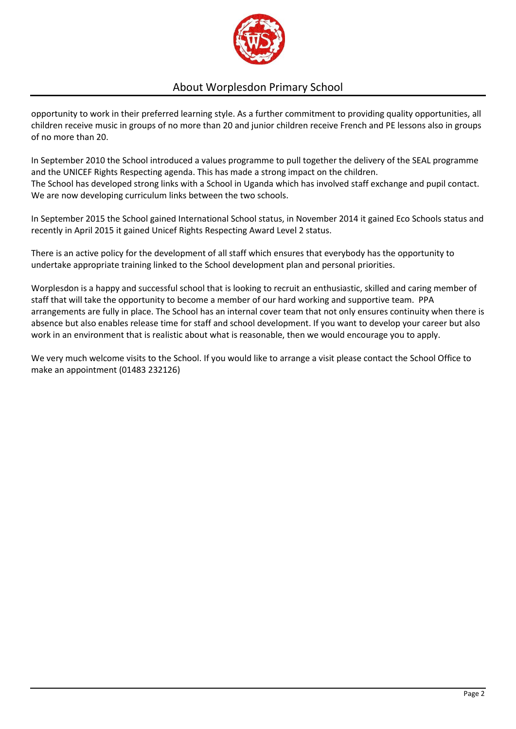opportunity to work in their preferred learning style. As a further commitment to providing quality opportunities, all children receive music in groups of no more than 20 and junior children receive French and PE lessons also in groups of no more than 20.

In September 2010 the School introduced a values programme to pull together the delivery of the SEAL programme and the UNICEF Rights Respecting agenda. This has made a strong impact on the children.
The School has developed strong links with a School in Uganda which has involved staff exchange and pupil contact. We are now developing curriculum links between the two schools.

In September 2015 the School gained International School status, in November 2014 it gained Eco Schools status and recently in April 2015 it gained Unicef Rights Respecting Award Level 2 status.

There is an active policy for the development of all staff which ensures that everybody has the opportunity to undertake appropriate training linked to the School development plan and personal priorities.

Worplesdon is a happy and successful school that is looking to recruit an enthusiastic, skilled and caring member of staff that will take the opportunity to become a member of our hard working and supportive team. PPA arrangements are fully in place. The School has an internal cover team that not only ensures continuity when there is absence but also enables release time for staff and school development. If you want to develop your career but also work in an environment that is realistic about what is reasonable, then we would encourage you to apply.

We very much welcome visits to the School. If you would like to arrange a visit please contact the School Office to make an appointment (01483 232126)